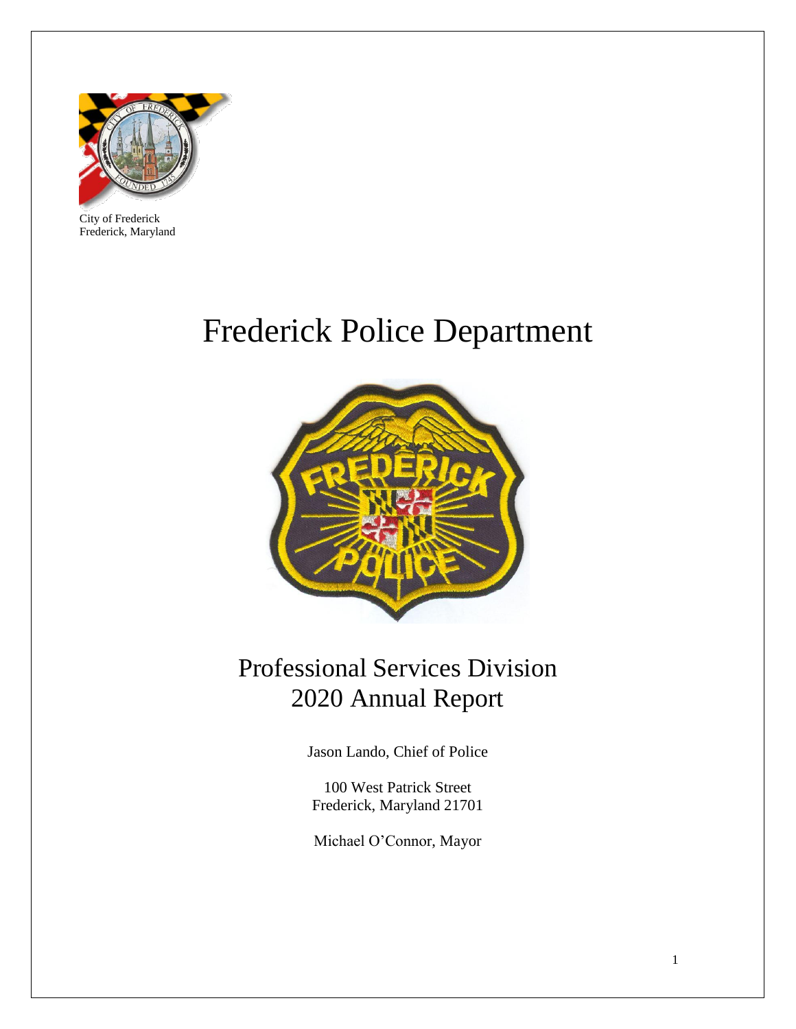City of Frederick
Frederick, Maryland

# Frederick Police Department

## Professional Services Division
## 2020 Annual Report

Jason Lando, Chief of Police

100 West Patrick Street
Frederick, Maryland 21701

Michael O'Connor, Mayor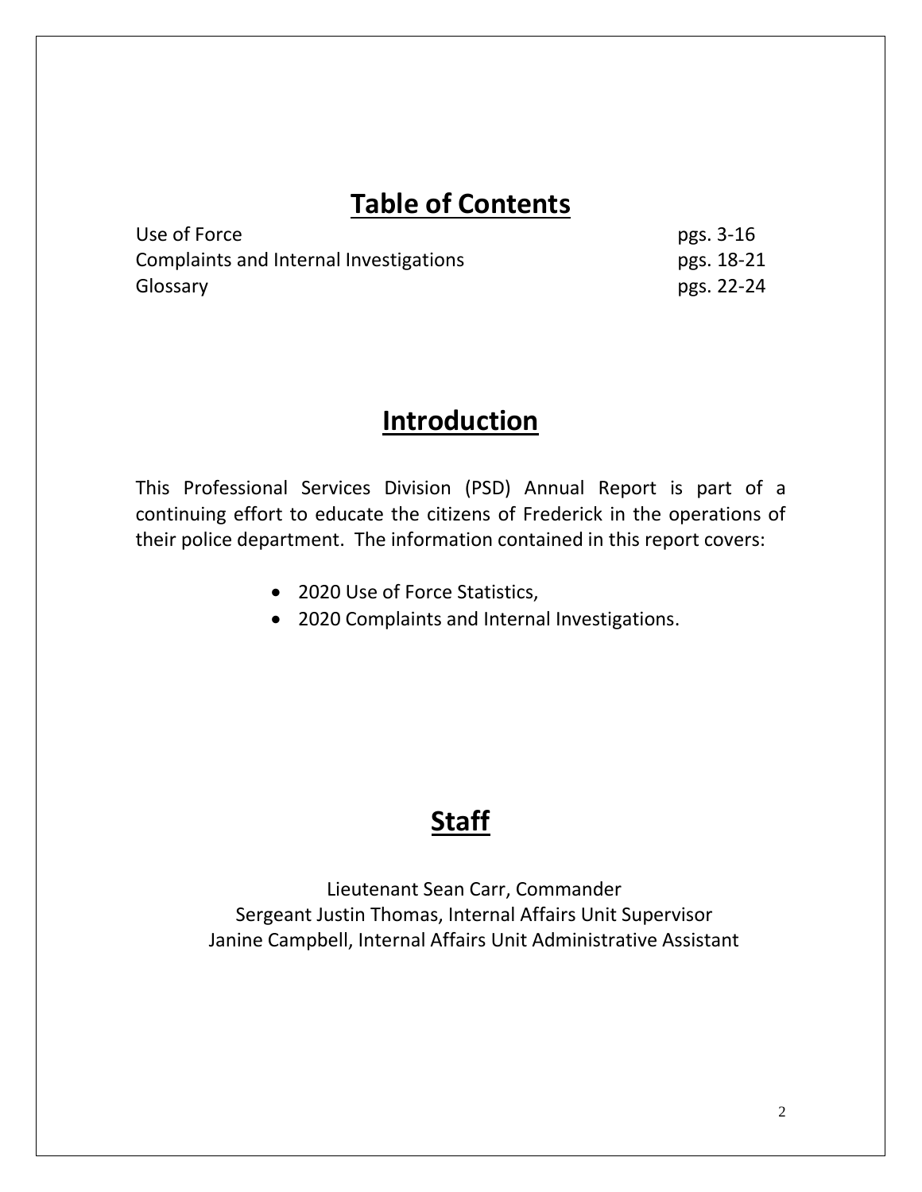# Table of Contents

| | |
|---|---|
| Use of Force | pgs. 3-16 |
| Complaints and Internal Investigations | pgs. 18-21 |
| Glossary | pgs. 22-24 |

# Introduction

This Professional Services Division (PSD) Annual Report is part of a continuing effort to educate the citizens of Frederick in the operations of their police department. The information contained in this report covers:

- 2020 Use of Force Statistics,
- 2020 Complaints and Internal Investigations.

# Staff

Lieutenant Sean Carr, Commander
Sergeant Justin Thomas, Internal Affairs Unit Supervisor
Janine Campbell, Internal Affairs Unit Administrative Assistant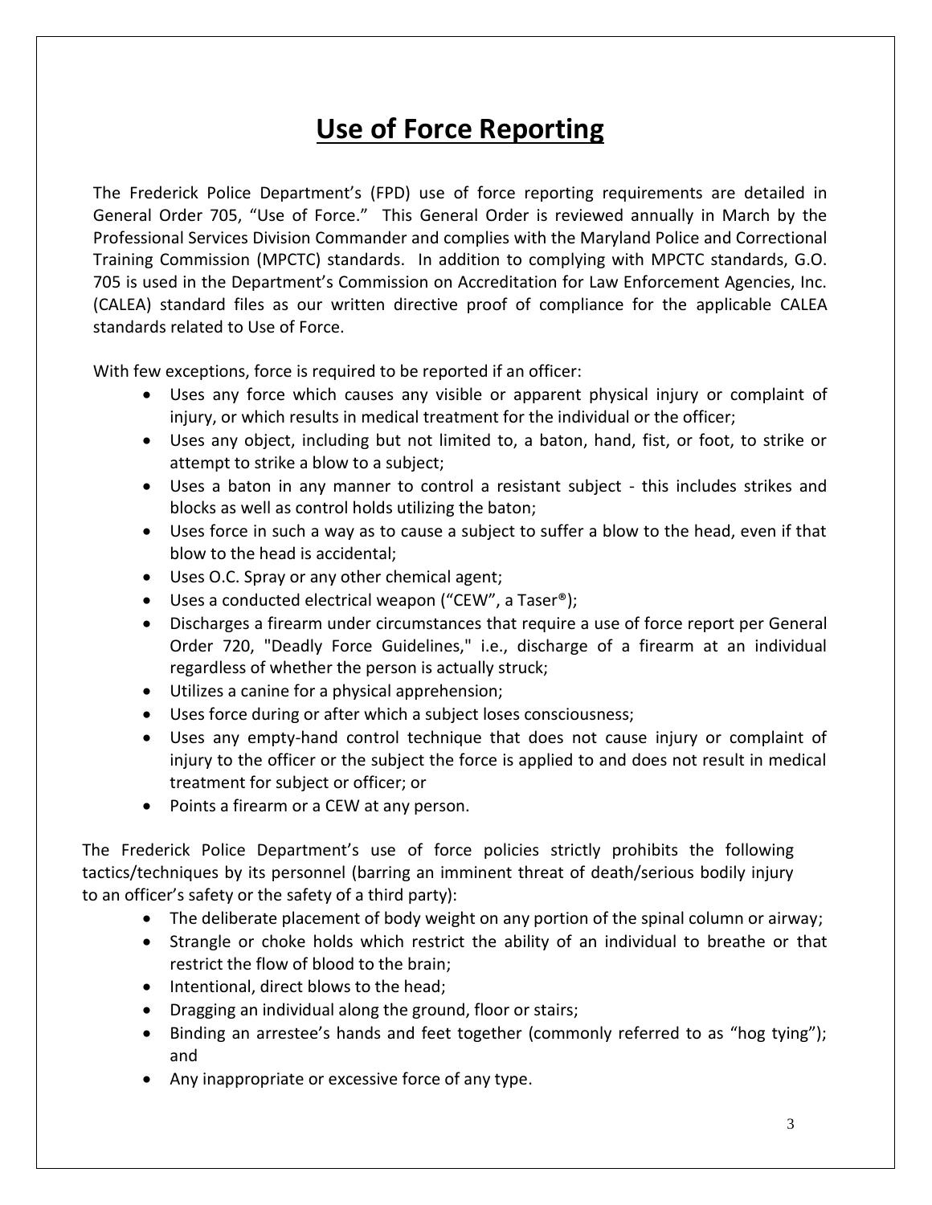# Use of Force Reporting

The Frederick Police Department's (FPD) use of force reporting requirements are detailed in General Order 705, "Use of Force." This General Order is reviewed annually in March by the Professional Services Division Commander and complies with the Maryland Police and Correctional Training Commission (MPCTC) standards. In addition to complying with MPCTC standards, G.O. 705 is used in the Department's Commission on Accreditation for Law Enforcement Agencies, Inc. (CALEA) standard files as our written directive proof of compliance for the applicable CALEA standards related to Use of Force.

With few exceptions, force is required to be reported if an officer:

- Uses any force which causes any visible or apparent physical injury or complaint of injury, or which results in medical treatment for the individual or the officer;
- Uses any object, including but not limited to, a baton, hand, fist, or foot, to strike or attempt to strike a blow to a subject;
- Uses a baton in any manner to control a resistant subject - this includes strikes and blocks as well as control holds utilizing the baton;
- Uses force in such a way as to cause a subject to suffer a blow to the head, even if that blow to the head is accidental;
- Uses O.C. Spray or any other chemical agent;
- Uses a conducted electrical weapon ("CEW", a Taser®);
- Discharges a firearm under circumstances that require a use of force report per General Order 720, "Deadly Force Guidelines," i.e., discharge of a firearm at an individual regardless of whether the person is actually struck;
- Utilizes a canine for a physical apprehension;
- Uses force during or after which a subject loses consciousness;
- Uses any empty-hand control technique that does not cause injury or complaint of injury to the officer or the subject the force is applied to and does not result in medical treatment for subject or officer; or
- Points a firearm or a CEW at any person.

The Frederick Police Department's use of force policies strictly prohibits the following tactics/techniques by its personnel (barring an imminent threat of death/serious bodily injury to an officer's safety or the safety of a third party):

- The deliberate placement of body weight on any portion of the spinal column or airway;
- Strangle or choke holds which restrict the ability of an individual to breathe or that restrict the flow of blood to the brain;
- Intentional, direct blows to the head;
- Dragging an individual along the ground, floor or stairs;
- Binding an arrestee's hands and feet together (commonly referred to as "hog tying"); and
- Any inappropriate or excessive force of any type.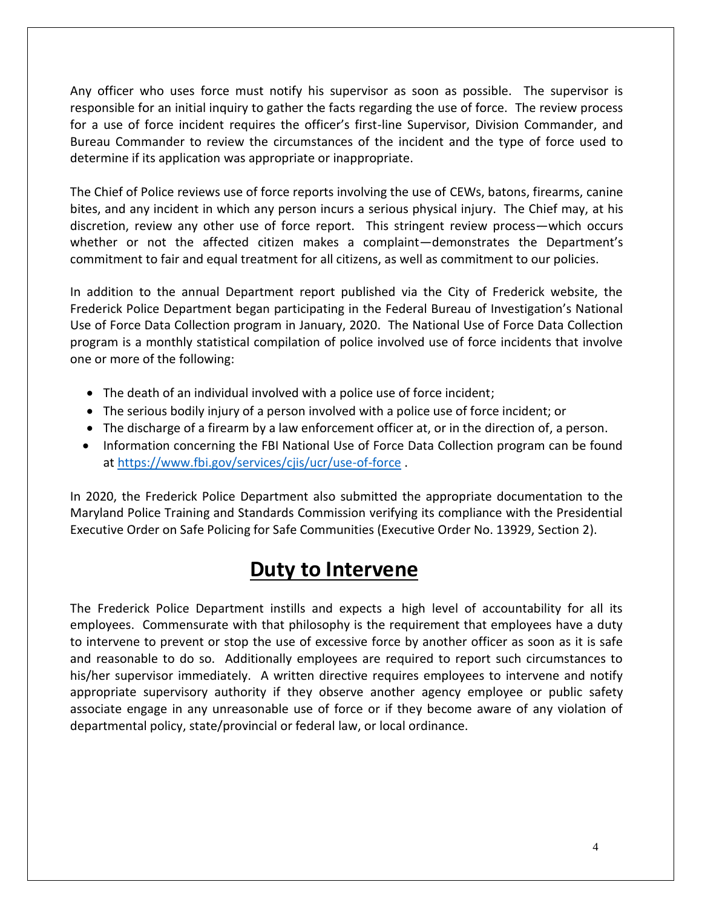Any officer who uses force must notify his supervisor as soon as possible. The supervisor is responsible for an initial inquiry to gather the facts regarding the use of force. The review process for a use of force incident requires the officer's first-line Supervisor, Division Commander, and Bureau Commander to review the circumstances of the incident and the type of force used to determine if its application was appropriate or inappropriate.

The Chief of Police reviews use of force reports involving the use of CEWs, batons, firearms, canine bites, and any incident in which any person incurs a serious physical injury. The Chief may, at his discretion, review any other use of force report. This stringent review process—which occurs whether or not the affected citizen makes a complaint—demonstrates the Department's commitment to fair and equal treatment for all citizens, as well as commitment to our policies.

In addition to the annual Department report published via the City of Frederick website, the Frederick Police Department began participating in the Federal Bureau of Investigation's National Use of Force Data Collection program in January, 2020. The National Use of Force Data Collection program is a monthly statistical compilation of police involved use of force incidents that involve one or more of the following:

- The death of an individual involved with a police use of force incident;
- The serious bodily injury of a person involved with a police use of force incident; or
- The discharge of a firearm by a law enforcement officer at, or in the direction of, a person.
- Information concerning the FBI National Use of Force Data Collection program can be found at https://www.fbi.gov/services/cjis/ucr/use-of-force .

In 2020, the Frederick Police Department also submitted the appropriate documentation to the Maryland Police Training and Standards Commission verifying its compliance with the Presidential Executive Order on Safe Policing for Safe Communities (Executive Order No. 13929, Section 2).

# Duty to Intervene

The Frederick Police Department instills and expects a high level of accountability for all its employees. Commensurate with that philosophy is the requirement that employees have a duty to intervene to prevent or stop the use of excessive force by another officer as soon as it is safe and reasonable to do so. Additionally employees are required to report such circumstances to his/her supervisor immediately. A written directive requires employees to intervene and notify appropriate supervisory authority if they observe another agency employee or public safety associate engage in any unreasonable use of force or if they become aware of any violation of departmental policy, state/provincial or federal law, or local ordinance.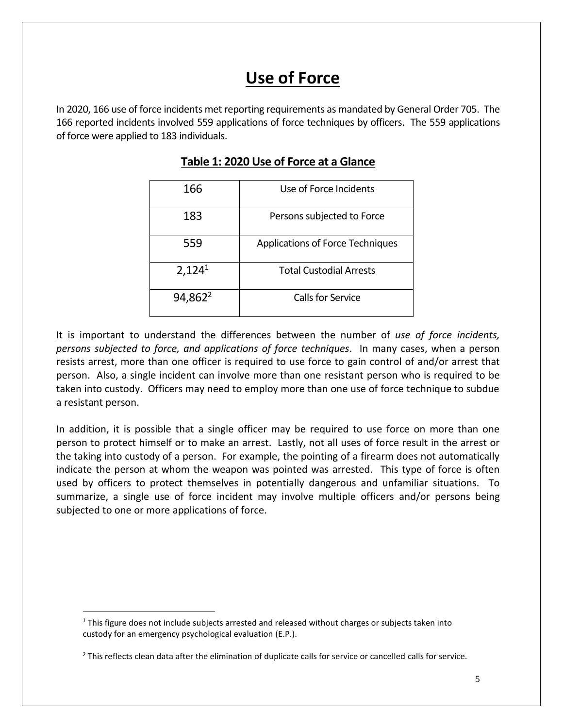# Use of Force

In 2020, 166 use of force incidents met reporting requirements as mandated by General Order 705. The 166 reported incidents involved 559 applications of force techniques by officers. The 559 applications of force were applied to 183 individuals.

## Table 1: 2020 Use of Force at a Glance

| | |
|---|---|
| 166 | Use of Force Incidents |
| 183 | Persons subjected to Force |
| 559 | Applications of Force Techniques |
| 2,124[1] | Total Custodial Arrests |
| 94,862[2] | Calls for Service |

It is important to understand the differences between the number of *use of force incidents, persons subjected to force, and applications of force techniques*. In many cases, when a person resists arrest, more than one officer is required to use force to gain control of and/or arrest that person. Also, a single incident can involve more than one resistant person who is required to be taken into custody. Officers may need to employ more than one use of force technique to subdue a resistant person.

In addition, it is possible that a single officer may be required to use force on more than one person to protect himself or to make an arrest. Lastly, not all uses of force result in the arrest or the taking into custody of a person. For example, the pointing of a firearm does not automatically indicate the person at whom the weapon was pointed was arrested. This type of force is often used by officers to protect themselves in potentially dangerous and unfamiliar situations. To summarize, a single use of force incident may involve multiple officers and/or persons being subjected to one or more applications of force.

[1] This figure does not include subjects arrested and released without charges or subjects taken into custody for an emergency psychological evaluation (E.P.).

[2] This reflects clean data after the elimination of duplicate calls for service or cancelled calls for service.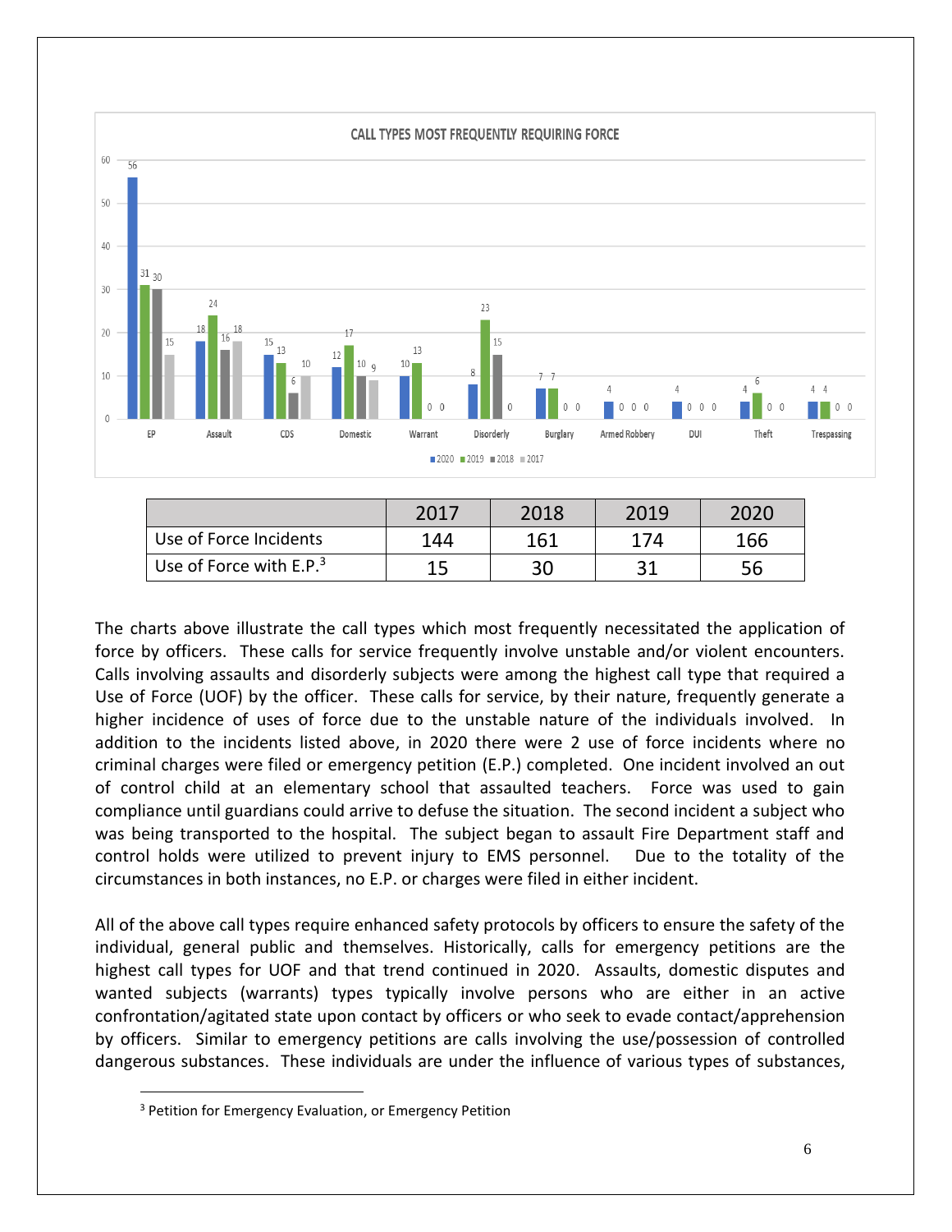CALL TYPES MOST FREQUENTLY REQUIRING FORCE

| Call Type | 2020 | 2019 | 2018 | 2017 |
|---|---|---|---|---|
| EP | 56 | 31 | 30 | 15 |
| Assault | 18 | 24 | 16 | 18 |
| CDS | 15 | 13 | 6 | 10 |
| Domestic | 12 | 17 | 10 | 9 |
| Warrant | 10 | 13 | 0 | 0 |
| Disorderly | 8 | 23 | 15 | 0 |
| Burglary | 7 | 7 | 0 | 0 |
| Armed Robbery | 4 | 0 | 0 | 0 |
| DUI | 4 | 0 | 0 | 0 |
| Theft | 4 | 6 | 0 | 0 |
| Trespassing | 4 | 4 | 0 | 0 |

| | 2017 | 2018 | 2019 | 2020 |
|---|---|---|---|---|
| Use of Force Incidents | 144 | 161 | 174 | 166 |
| Use of Force with E.P.[3] | 15 | 30 | 31 | 56 |

The charts above illustrate the call types which most frequently necessitated the application of force by officers. These calls for service frequently involve unstable and/or violent encounters. Calls involving assaults and disorderly subjects were among the highest call type that required a Use of Force (UOF) by the officer. These calls for service, by their nature, frequently generate a higher incidence of uses of force due to the unstable nature of the individuals involved. In addition to the incidents listed above, in 2020 there were 2 use of force incidents where no criminal charges were filed or emergency petition (E.P.) completed. One incident involved an out of control child at an elementary school that assaulted teachers. Force was used to gain compliance until guardians could arrive to defuse the situation. The second incident a subject who was being transported to the hospital. The subject began to assault Fire Department staff and control holds were utilized to prevent injury to EMS personnel. Due to the totality of the circumstances in both instances, no E.P. or charges were filed in either incident.

All of the above call types require enhanced safety protocols by officers to ensure the safety of the individual, general public and themselves. Historically, calls for emergency petitions are the highest call types for UOF and that trend continued in 2020. Assaults, domestic disputes and wanted subjects (warrants) types typically involve persons who are either in an active confrontation/agitated state upon contact by officers or who seek to evade contact/apprehension by officers. Similar to emergency petitions are calls involving the use/possession of controlled dangerous substances. These individuals are under the influence of various types of substances,

[3] Petition for Emergency Evaluation, or Emergency Petition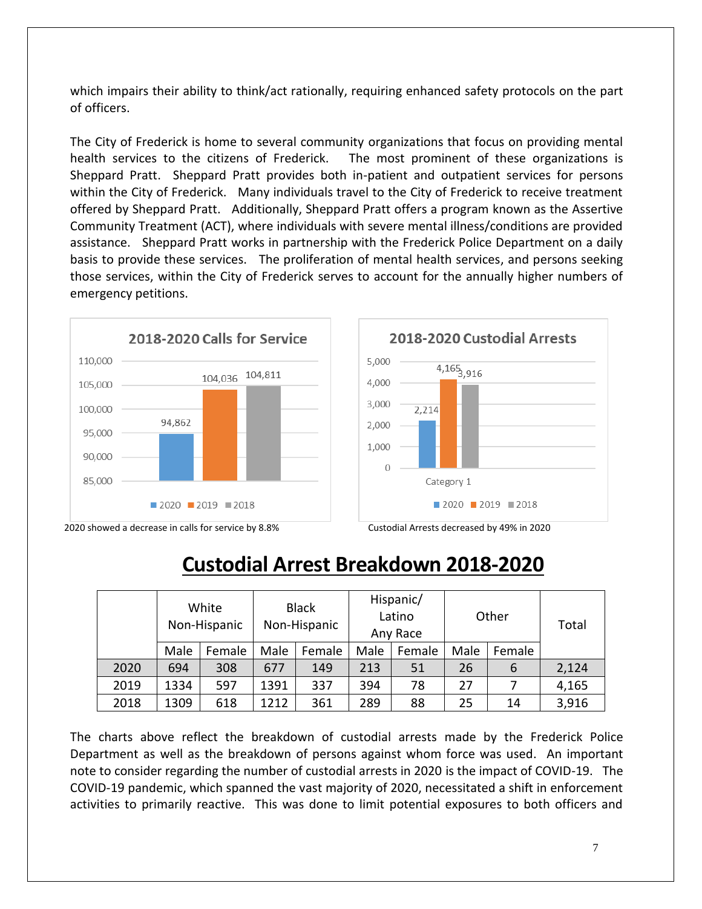which impairs their ability to think/act rationally, requiring enhanced safety protocols on the part of officers.

The City of Frederick is home to several community organizations that focus on providing mental health services to the citizens of Frederick. The most prominent of these organizations is Sheppard Pratt. Sheppard Pratt provides both in-patient and outpatient services for persons within the City of Frederick. Many individuals travel to the City of Frederick to receive treatment offered by Sheppard Pratt. Additionally, Sheppard Pratt offers a program known as the Assertive Community Treatment (ACT), where individuals with severe mental illness/conditions are provided assistance. Sheppard Pratt works in partnership with the Frederick Police Department on a daily basis to provide these services. The proliferation of mental health services, and persons seeking those services, within the City of Frederick serves to account for the annually higher numbers of emergency petitions.

**2018-2020 Calls for Service**

| Year | Calls for Service |
|---|---|
| 2020 | 94,862 |
| 2019 | 104,036 |
| 2018 | 104,811 |

2020 showed a decrease in calls for service by 8.8%

**2018-2020 Custodial Arrests**

| Year | Custodial Arrests |
|---|---|
| 2020 | 2,214 |
| 2019 | 4,165 |
| 2018 | 3,916 |

Custodial Arrests decreased by 49% in 2020

# Custodial Arrest Breakdown 2018-2020

| | White Non-Hispanic | | Black Non-Hispanic | | Hispanic/ Latino Any Race | | Other | | Total |
|---|---|---|---|---|---|---|---|---|---|
| | Male | Female | Male | Female | Male | Female | Male | Female | |
| 2020 | 694 | 308 | 677 | 149 | 213 | 51 | 26 | 6 | 2,124 |
| 2019 | 1334 | 597 | 1391 | 337 | 394 | 78 | 27 | 7 | 4,165 |
| 2018 | 1309 | 618 | 1212 | 361 | 289 | 88 | 25 | 14 | 3,916 |

The charts above reflect the breakdown of custodial arrests made by the Frederick Police Department as well as the breakdown of persons against whom force was used. An important note to consider regarding the number of custodial arrests in 2020 is the impact of COVID-19. The COVID-19 pandemic, which spanned the vast majority of 2020, necessitated a shift in enforcement activities to primarily reactive. This was done to limit potential exposures to both officers and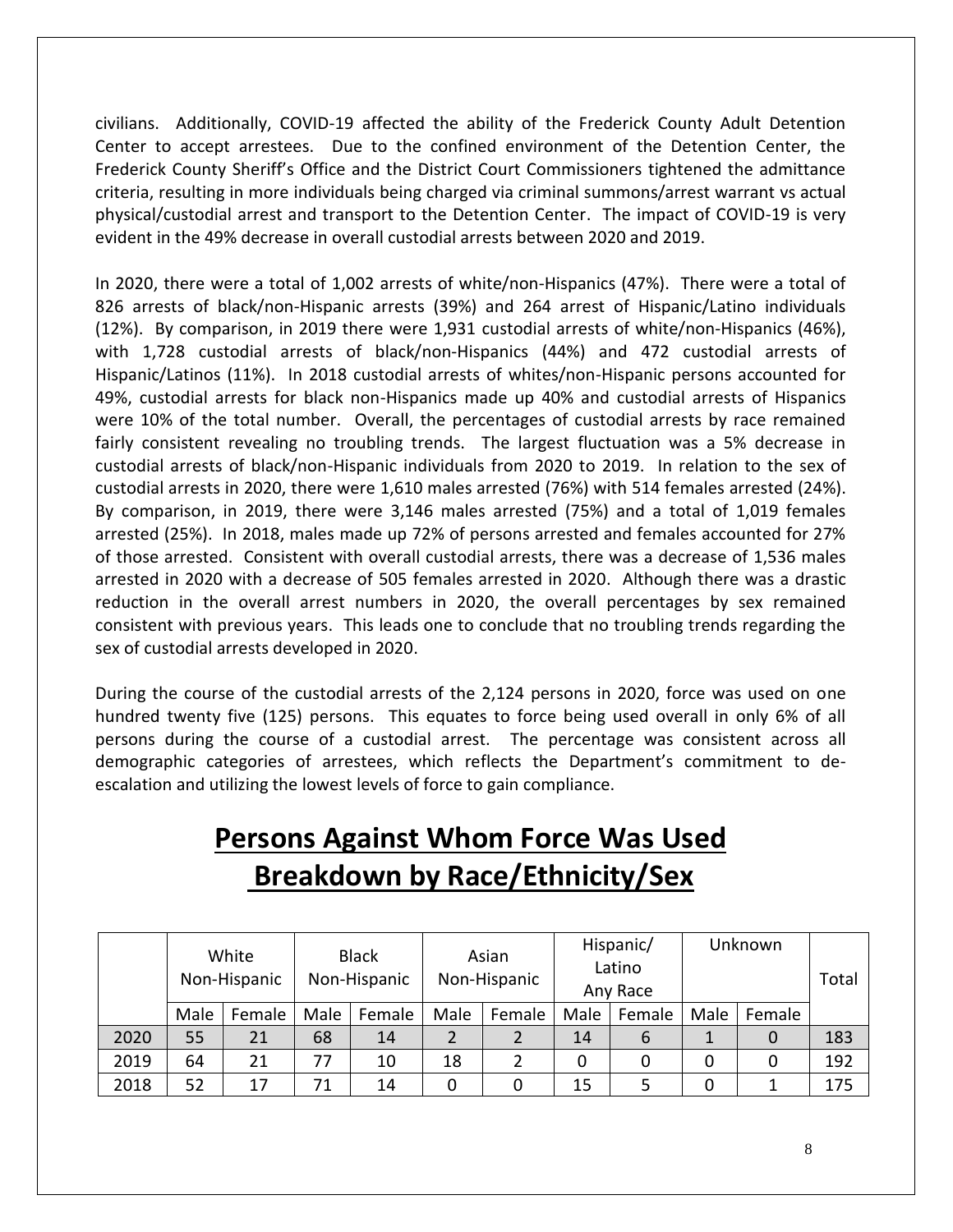civilians. Additionally, COVID-19 affected the ability of the Frederick County Adult Detention Center to accept arrestees. Due to the confined environment of the Detention Center, the Frederick County Sheriff's Office and the District Court Commissioners tightened the admittance criteria, resulting in more individuals being charged via criminal summons/arrest warrant vs actual physical/custodial arrest and transport to the Detention Center. The impact of COVID-19 is very evident in the 49% decrease in overall custodial arrests between 2020 and 2019.

In 2020, there were a total of 1,002 arrests of white/non-Hispanics (47%). There were a total of 826 arrests of black/non-Hispanic arrests (39%) and 264 arrest of Hispanic/Latino individuals (12%). By comparison, in 2019 there were 1,931 custodial arrests of white/non-Hispanics (46%), with 1,728 custodial arrests of black/non-Hispanics (44%) and 472 custodial arrests of Hispanic/Latinos (11%). In 2018 custodial arrests of whites/non-Hispanic persons accounted for 49%, custodial arrests for black non-Hispanics made up 40% and custodial arrests of Hispanics were 10% of the total number. Overall, the percentages of custodial arrests by race remained fairly consistent revealing no troubling trends. The largest fluctuation was a 5% decrease in custodial arrests of black/non-Hispanic individuals from 2020 to 2019. In relation to the sex of custodial arrests in 2020, there were 1,610 males arrested (76%) with 514 females arrested (24%). By comparison, in 2019, there were 3,146 males arrested (75%) and a total of 1,019 females arrested (25%). In 2018, males made up 72% of persons arrested and females accounted for 27% of those arrested. Consistent with overall custodial arrests, there was a decrease of 1,536 males arrested in 2020 with a decrease of 505 females arrested in 2020. Although there was a drastic reduction in the overall arrest numbers in 2020, the overall percentages by sex remained consistent with previous years. This leads one to conclude that no troubling trends regarding the sex of custodial arrests developed in 2020.

During the course of the custodial arrests of the 2,124 persons in 2020, force was used on one hundred twenty five (125) persons. This equates to force being used overall in only 6% of all persons during the course of a custodial arrest. The percentage was consistent across all demographic categories of arrestees, which reflects the Department's commitment to de-escalation and utilizing the lowest levels of force to gain compliance.

# Persons Against Whom Force Was Used Breakdown by Race/Ethnicity/Sex

| | White Non-Hispanic | | Black Non-Hispanic | | Asian Non-Hispanic | | Hispanic/ Latino Any Race | | Unknown | | Total |
|---|---|---|---|---|---|---|---|---|---|---|---|
| | Male | Female | Male | Female | Male | Female | Male | Female | Male | Female | |
| 2020 | 55 | 21 | 68 | 14 | 2 | 2 | 14 | 6 | 1 | 0 | 183 |
| 2019 | 64 | 21 | 77 | 10 | 18 | 2 | 0 | 0 | 0 | 0 | 192 |
| 2018 | 52 | 17 | 71 | 14 | 0 | 0 | 15 | 5 | 0 | 1 | 175 |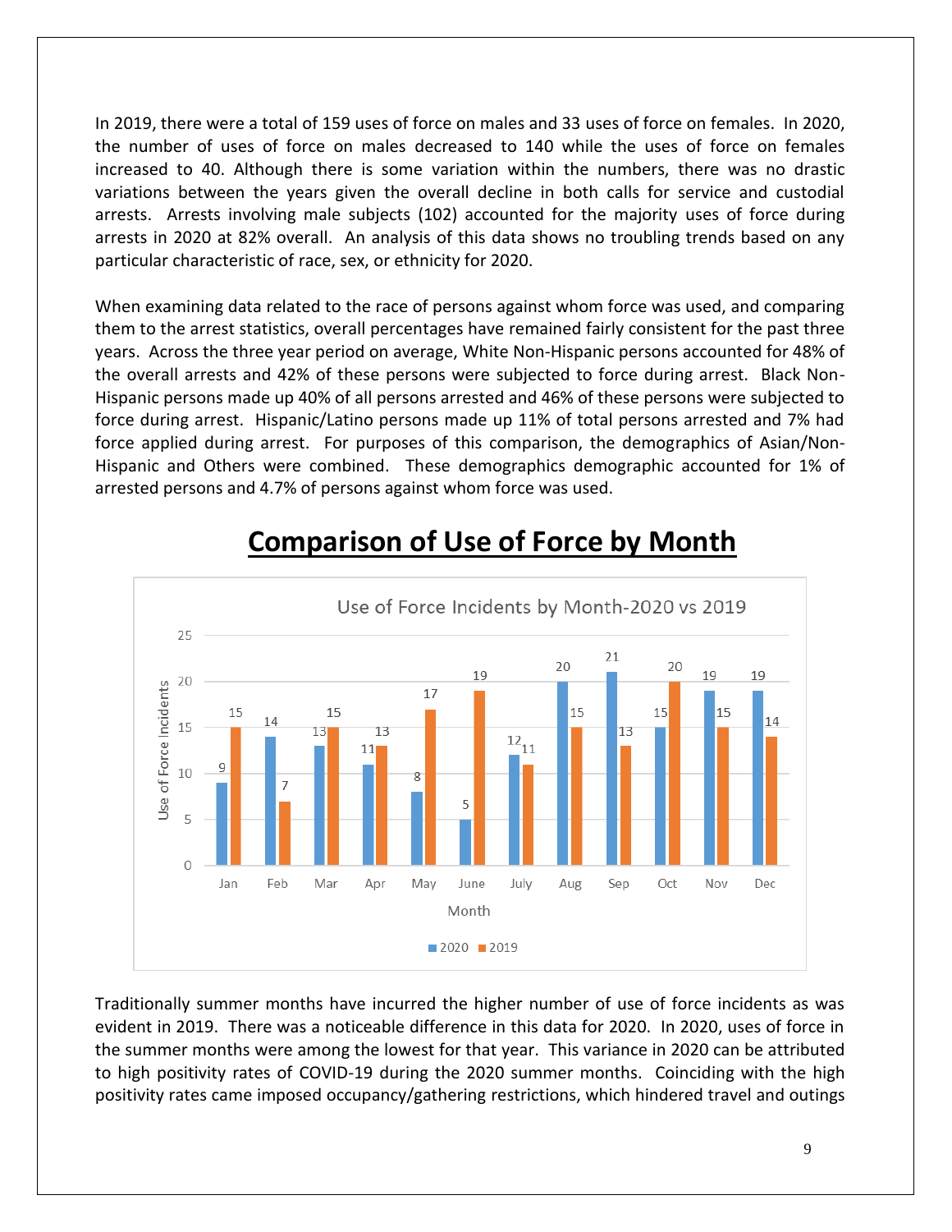In 2019, there were a total of 159 uses of force on males and 33 uses of force on females. In 2020, the number of uses of force on males decreased to 140 while the uses of force on females increased to 40. Although there is some variation within the numbers, there was no drastic variations between the years given the overall decline in both calls for service and custodial arrests. Arrests involving male subjects (102) accounted for the majority uses of force during arrests in 2020 at 82% overall. An analysis of this data shows no troubling trends based on any particular characteristic of race, sex, or ethnicity for 2020.

When examining data related to the race of persons against whom force was used, and comparing them to the arrest statistics, overall percentages have remained fairly consistent for the past three years. Across the three year period on average, White Non-Hispanic persons accounted for 48% of the overall arrests and 42% of these persons were subjected to force during arrest. Black Non-Hispanic persons made up 40% of all persons arrested and 46% of these persons were subjected to force during arrest. Hispanic/Latino persons made up 11% of total persons arrested and 7% had force applied during arrest. For purposes of this comparison, the demographics of Asian/Non-Hispanic and Others were combined. These demographics demographic accounted for 1% of arrested persons and 4.7% of persons against whom force was used.

## Comparison of Use of Force by Month

Use of Force Incidents by Month-2020 vs 2019

| Month | 2020 | 2019 |
|---|---|---|
| Jan | 9 | 15 |
| Feb | 14 | 7 |
| Mar | 13 | 15 |
| Apr | 11 | 13 |
| May | 8 | 17 |
| June | 5 | 19 |
| July | 12 | 11 |
| Aug | 20 | 15 |
| Sep | 21 | 13 |
| Oct | 15 | 20 |
| Nov | 19 | 15 |
| Dec | 19 | 14 |

Traditionally summer months have incurred the higher number of use of force incidents as was evident in 2019. There was a noticeable difference in this data for 2020. In 2020, uses of force in the summer months were among the lowest for that year. This variance in 2020 can be attributed to high positivity rates of COVID-19 during the 2020 summer months. Coinciding with the high positivity rates came imposed occupancy/gathering restrictions, which hindered travel and outings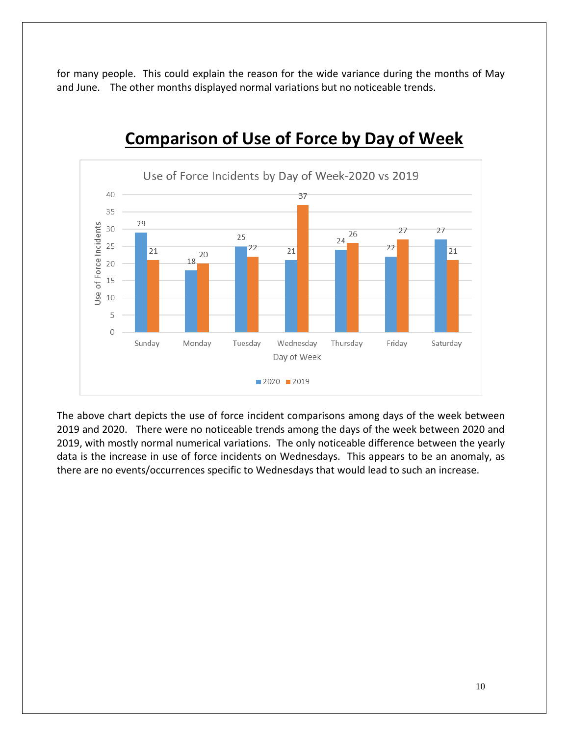for many people. This could explain the reason for the wide variance during the months of May and June. The other months displayed normal variations but no noticeable trends.

## Comparison of Use of Force by Day of Week

Use of Force Incidents by Day of Week-2020 vs 2019

| Day of Week | 2020 | 2019 |
|---|---|---|
| Sunday | 29 | 21 |
| Monday | 18 | 20 |
| Tuesday | 25 | 22 |
| Wednesday | 21 | 37 |
| Thursday | 24 | 26 |
| Friday | 22 | 27 |
| Saturday | 27 | 21 |

The above chart depicts the use of force incident comparisons among days of the week between 2019 and 2020. There were no noticeable trends among the days of the week between 2020 and 2019, with mostly normal numerical variations. The only noticeable difference between the yearly data is the increase in use of force incidents on Wednesdays. This appears to be an anomaly, as there are no events/occurrences specific to Wednesdays that would lead to such an increase.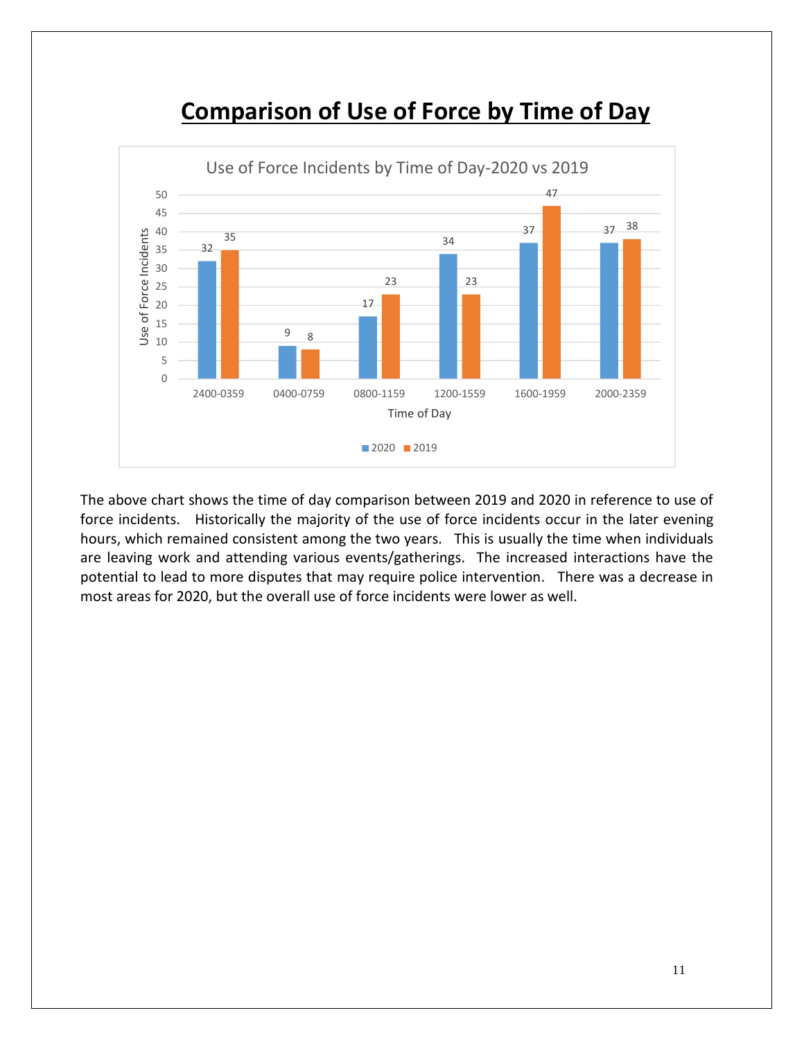# Comparison of Use of Force by Time of Day

Use of Force Incidents by Time of Day-2020 vs 2019

| Time of Day | 2020 | 2019 |
|---|---|---|
| 2400-0359 | 32 | 35 |
| 0400-0759 | 9 | 8 |
| 0800-1159 | 17 | 23 |
| 1200-1559 | 34 | 23 |
| 1600-1959 | 37 | 47 |
| 2000-2359 | 37 | 38 |

The above chart shows the time of day comparison between 2019 and 2020 in reference to use of force incidents. Historically the majority of the use of force incidents occur in the later evening hours, which remained consistent among the two years. This is usually the time when individuals are leaving work and attending various events/gatherings. The increased interactions have the potential to lead to more disputes that may require police intervention. There was a decrease in most areas for 2020, but the overall use of force incidents were lower as well.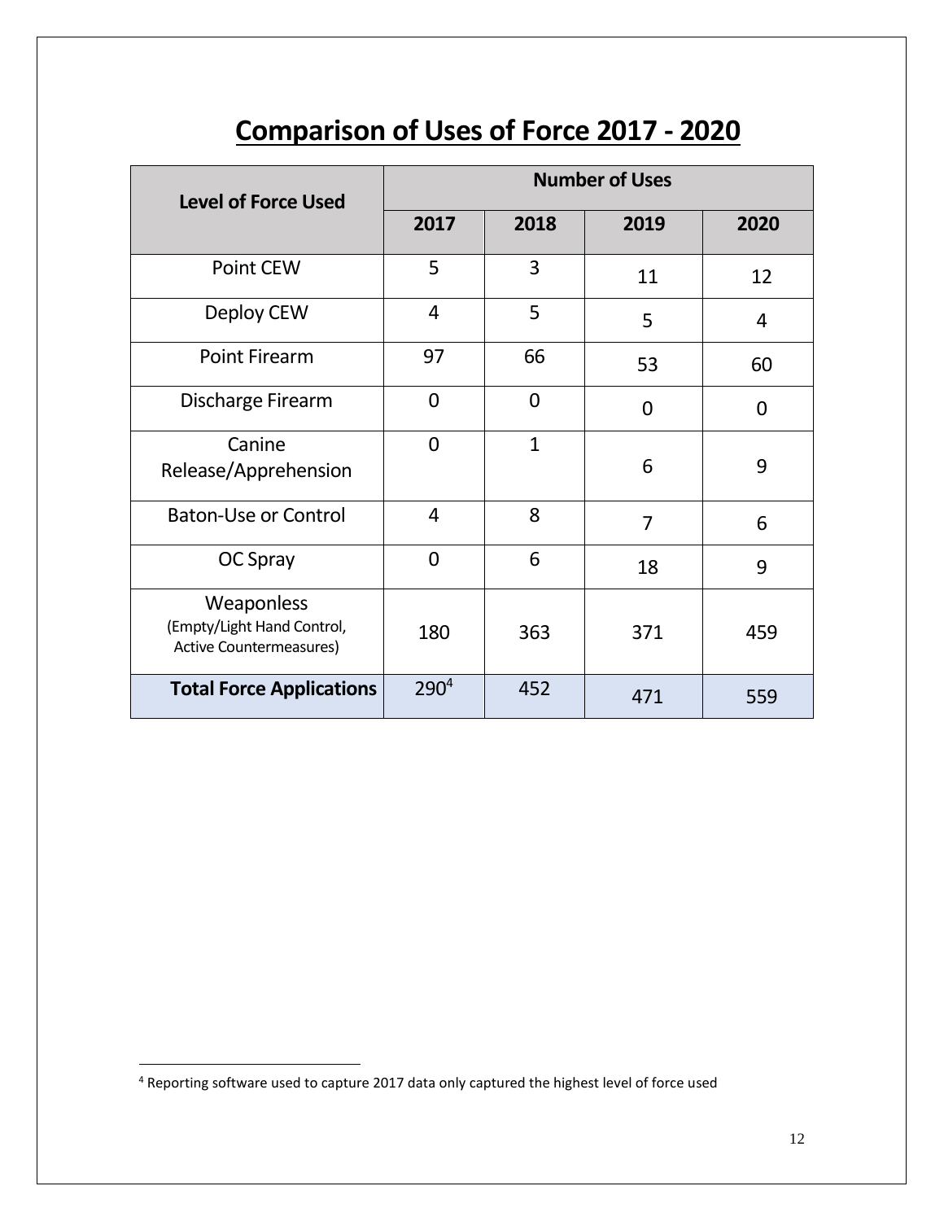# Comparison of Uses of Force 2017 - 2020

| Level of Force Used | Number of Uses | | | |
|---|---|---|---|---|
| | 2017 | 2018 | 2019 | 2020 |
| Point CEW | 5 | 3 | 11 | 12 |
| Deploy CEW | 4 | 5 | 5 | 4 |
| Point Firearm | 97 | 66 | 53 | 60 |
| Discharge Firearm | 0 | 0 | 0 | 0 |
| Canine Release/Apprehension | 0 | 1 | 6 | 9 |
| Baton-Use or Control | 4 | 8 | 7 | 6 |
| OC Spray | 0 | 6 | 18 | 9 |
| Weaponless (Empty/Light Hand Control, Active Countermeasures) | 180 | 363 | 371 | 459 |
| **Total Force Applications** | 290[4] | 452 | 471 | 559 |

[4] Reporting software used to capture 2017 data only captured the highest level of force used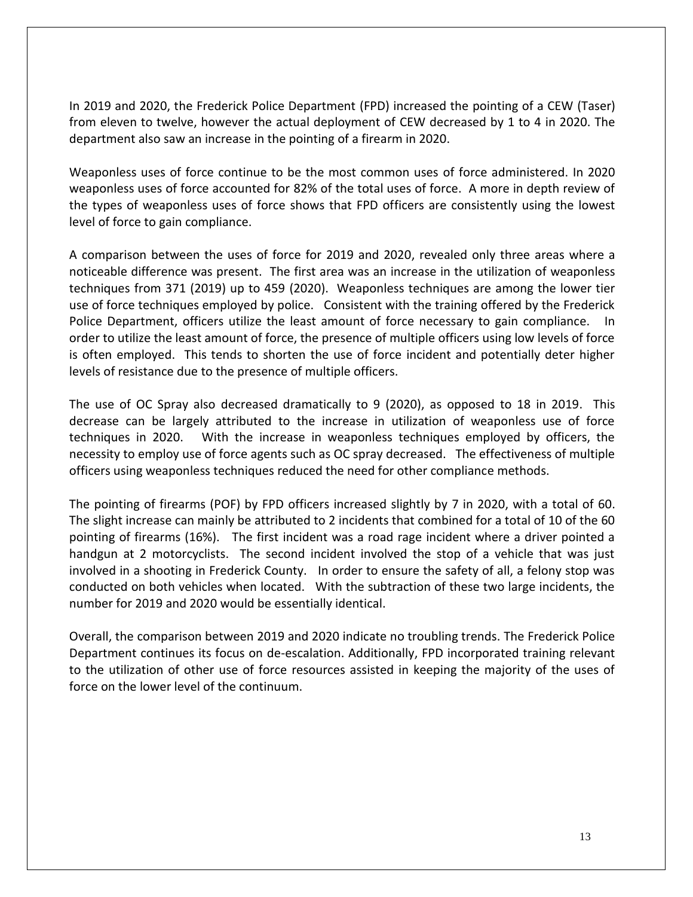In 2019 and 2020, the Frederick Police Department (FPD) increased the pointing of a CEW (Taser) from eleven to twelve, however the actual deployment of CEW decreased by 1 to 4 in 2020. The department also saw an increase in the pointing of a firearm in 2020.

Weaponless uses of force continue to be the most common uses of force administered. In 2020 weaponless uses of force accounted for 82% of the total uses of force. A more in depth review of the types of weaponless uses of force shows that FPD officers are consistently using the lowest level of force to gain compliance.

A comparison between the uses of force for 2019 and 2020, revealed only three areas where a noticeable difference was present. The first area was an increase in the utilization of weaponless techniques from 371 (2019) up to 459 (2020). Weaponless techniques are among the lower tier use of force techniques employed by police. Consistent with the training offered by the Frederick Police Department, officers utilize the least amount of force necessary to gain compliance. In order to utilize the least amount of force, the presence of multiple officers using low levels of force is often employed. This tends to shorten the use of force incident and potentially deter higher levels of resistance due to the presence of multiple officers.

The use of OC Spray also decreased dramatically to 9 (2020), as opposed to 18 in 2019. This decrease can be largely attributed to the increase in utilization of weaponless use of force techniques in 2020. With the increase in weaponless techniques employed by officers, the necessity to employ use of force agents such as OC spray decreased. The effectiveness of multiple officers using weaponless techniques reduced the need for other compliance methods.

The pointing of firearms (POF) by FPD officers increased slightly by 7 in 2020, with a total of 60. The slight increase can mainly be attributed to 2 incidents that combined for a total of 10 of the 60 pointing of firearms (16%). The first incident was a road rage incident where a driver pointed a handgun at 2 motorcyclists. The second incident involved the stop of a vehicle that was just involved in a shooting in Frederick County. In order to ensure the safety of all, a felony stop was conducted on both vehicles when located. With the subtraction of these two large incidents, the number for 2019 and 2020 would be essentially identical.

Overall, the comparison between 2019 and 2020 indicate no troubling trends. The Frederick Police Department continues its focus on de-escalation. Additionally, FPD incorporated training relevant to the utilization of other use of force resources assisted in keeping the majority of the uses of force on the lower level of the continuum.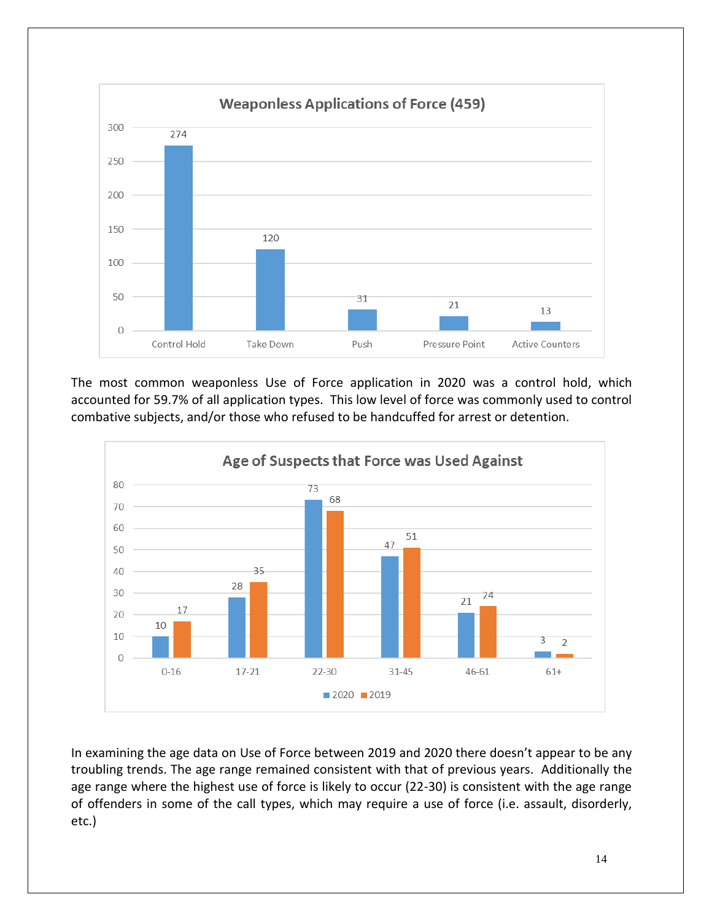**Weaponless Applications of Force (459)**

| Application | Count |
| --- | --- |
| Control Hold | 274 |
| Take Down | 120 |
| Push | 31 |
| Pressure Point | 21 |
| Active Counters | 13 |

The most common weaponless Use of Force application in 2020 was a control hold, which accounted for 59.7% of all application types. This low level of force was commonly used to control combative subjects, and/or those who refused to be handcuffed for arrest or detention.

**Age of Suspects that Force was Used Against**

| Age | 2020 | 2019 |
| --- | --- | --- |
| 0-16 | 10 | 17 |
| 17-21 | 28 | 35 |
| 22-30 | 73 | 68 |
| 31-45 | 47 | 51 |
| 46-61 | 21 | 24 |
| 61+ | 3 | 2 |

In examining the age data on Use of Force between 2019 and 2020 there doesn't appear to be any troubling trends. The age range remained consistent with that of previous years. Additionally the age range where the highest use of force is likely to occur (22-30) is consistent with the age range of offenders in some of the call types, which may require a use of force (i.e. assault, disorderly, etc.)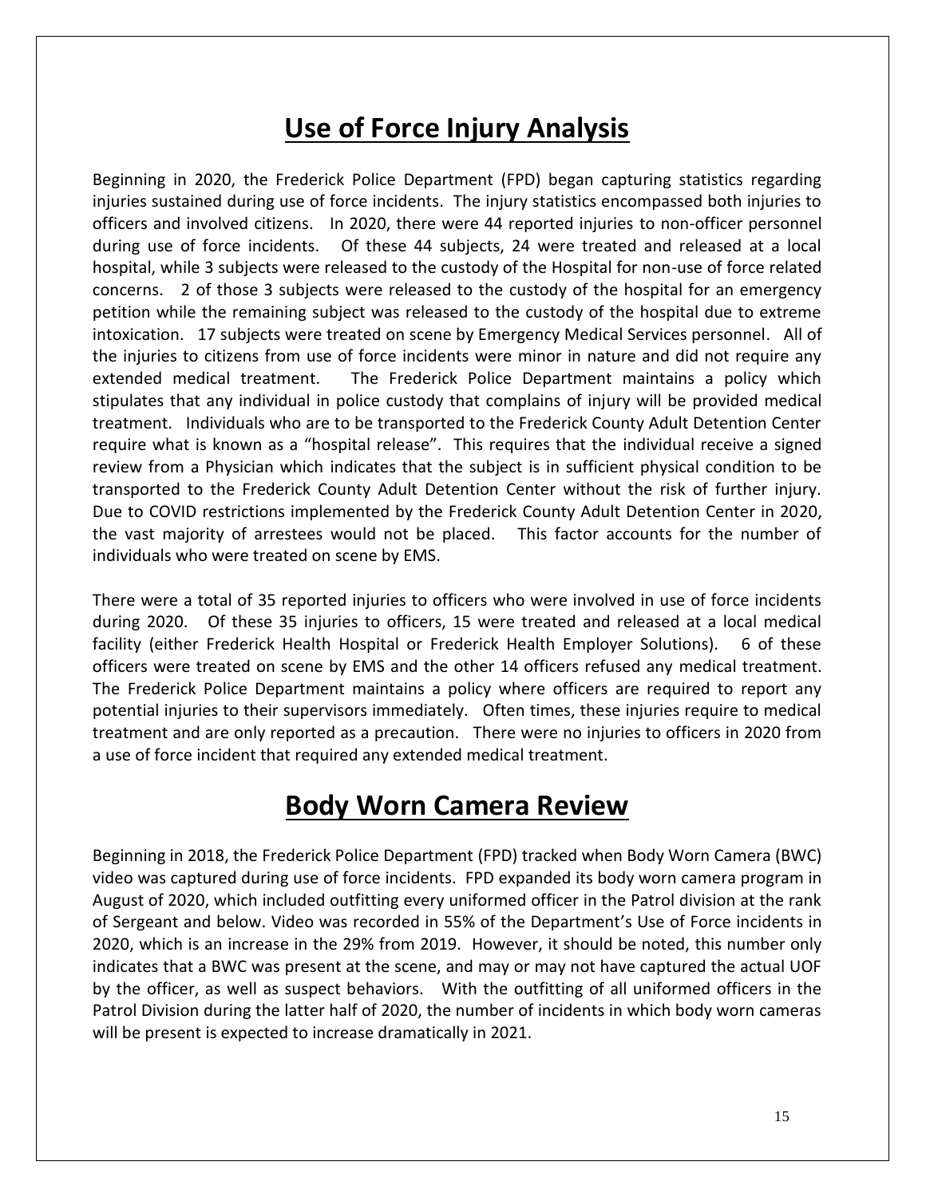# Use of Force Injury Analysis

Beginning in 2020, the Frederick Police Department (FPD) began capturing statistics regarding injuries sustained during use of force incidents. The injury statistics encompassed both injuries to officers and involved citizens. In 2020, there were 44 reported injuries to non-officer personnel during use of force incidents. Of these 44 subjects, 24 were treated and released at a local hospital, while 3 subjects were released to the custody of the Hospital for non-use of force related concerns. 2 of those 3 subjects were released to the custody of the hospital for an emergency petition while the remaining subject was released to the custody of the hospital due to extreme intoxication. 17 subjects were treated on scene by Emergency Medical Services personnel. All of the injuries to citizens from use of force incidents were minor in nature and did not require any extended medical treatment. The Frederick Police Department maintains a policy which stipulates that any individual in police custody that complains of injury will be provided medical treatment. Individuals who are to be transported to the Frederick County Adult Detention Center require what is known as a "hospital release". This requires that the individual receive a signed review from a Physician which indicates that the subject is in sufficient physical condition to be transported to the Frederick County Adult Detention Center without the risk of further injury. Due to COVID restrictions implemented by the Frederick County Adult Detention Center in 2020, the vast majority of arrestees would not be placed. This factor accounts for the number of individuals who were treated on scene by EMS.

There were a total of 35 reported injuries to officers who were involved in use of force incidents during 2020. Of these 35 injuries to officers, 15 were treated and released at a local medical facility (either Frederick Health Hospital or Frederick Health Employer Solutions). 6 of these officers were treated on scene by EMS and the other 14 officers refused any medical treatment. The Frederick Police Department maintains a policy where officers are required to report any potential injuries to their supervisors immediately. Often times, these injuries require to medical treatment and are only reported as a precaution. There were no injuries to officers in 2020 from a use of force incident that required any extended medical treatment.

# Body Worn Camera Review

Beginning in 2018, the Frederick Police Department (FPD) tracked when Body Worn Camera (BWC) video was captured during use of force incidents. FPD expanded its body worn camera program in August of 2020, which included outfitting every uniformed officer in the Patrol division at the rank of Sergeant and below. Video was recorded in 55% of the Department's Use of Force incidents in 2020, which is an increase in the 29% from 2019. However, it should be noted, this number only indicates that a BWC was present at the scene, and may or may not have captured the actual UOF by the officer, as well as suspect behaviors. With the outfitting of all uniformed officers in the Patrol Division during the latter half of 2020, the number of incidents in which body worn cameras will be present is expected to increase dramatically in 2021.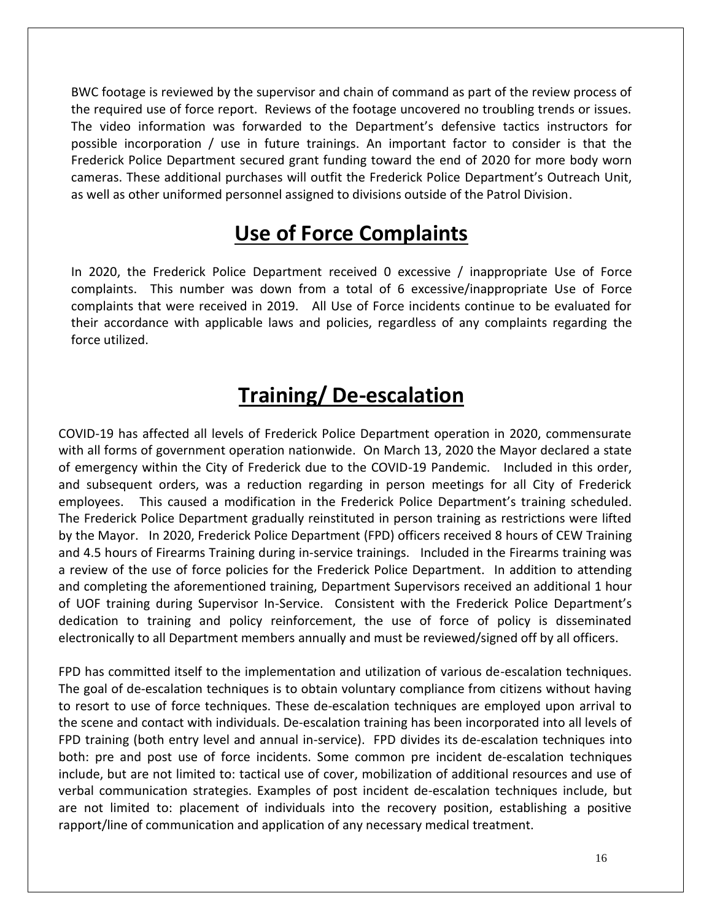BWC footage is reviewed by the supervisor and chain of command as part of the review process of the required use of force report. Reviews of the footage uncovered no troubling trends or issues. The video information was forwarded to the Department's defensive tactics instructors for possible incorporation / use in future trainings. An important factor to consider is that the Frederick Police Department secured grant funding toward the end of 2020 for more body worn cameras. These additional purchases will outfit the Frederick Police Department's Outreach Unit, as well as other uniformed personnel assigned to divisions outside of the Patrol Division.

## Use of Force Complaints

In 2020, the Frederick Police Department received 0 excessive / inappropriate Use of Force complaints. This number was down from a total of 6 excessive/inappropriate Use of Force complaints that were received in 2019. All Use of Force incidents continue to be evaluated for their accordance with applicable laws and policies, regardless of any complaints regarding the force utilized.

## Training/ De-escalation

COVID-19 has affected all levels of Frederick Police Department operation in 2020, commensurate with all forms of government operation nationwide. On March 13, 2020 the Mayor declared a state of emergency within the City of Frederick due to the COVID-19 Pandemic. Included in this order, and subsequent orders, was a reduction regarding in person meetings for all City of Frederick employees. This caused a modification in the Frederick Police Department's training scheduled. The Frederick Police Department gradually reinstituted in person training as restrictions were lifted by the Mayor. In 2020, Frederick Police Department (FPD) officers received 8 hours of CEW Training and 4.5 hours of Firearms Training during in-service trainings. Included in the Firearms training was a review of the use of force policies for the Frederick Police Department. In addition to attending and completing the aforementioned training, Department Supervisors received an additional 1 hour of UOF training during Supervisor In-Service. Consistent with the Frederick Police Department's dedication to training and policy reinforcement, the use of force of policy is disseminated electronically to all Department members annually and must be reviewed/signed off by all officers.

FPD has committed itself to the implementation and utilization of various de-escalation techniques. The goal of de-escalation techniques is to obtain voluntary compliance from citizens without having to resort to use of force techniques. These de-escalation techniques are employed upon arrival to the scene and contact with individuals. De-escalation training has been incorporated into all levels of FPD training (both entry level and annual in-service). FPD divides its de-escalation techniques into both: pre and post use of force incidents. Some common pre incident de-escalation techniques include, but are not limited to: tactical use of cover, mobilization of additional resources and use of verbal communication strategies. Examples of post incident de-escalation techniques include, but are not limited to: placement of individuals into the recovery position, establishing a positive rapport/line of communication and application of any necessary medical treatment.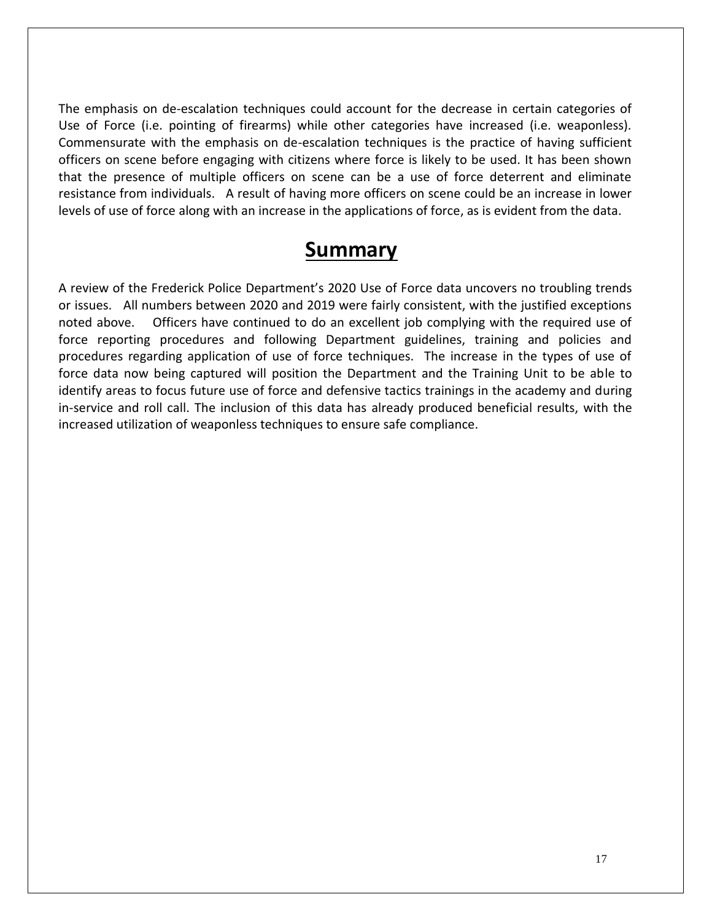The emphasis on de-escalation techniques could account for the decrease in certain categories of Use of Force (i.e. pointing of firearms) while other categories have increased (i.e. weaponless). Commensurate with the emphasis on de-escalation techniques is the practice of having sufficient officers on scene before engaging with citizens where force is likely to be used. It has been shown that the presence of multiple officers on scene can be a use of force deterrent and eliminate resistance from individuals. A result of having more officers on scene could be an increase in lower levels of use of force along with an increase in the applications of force, as is evident from the data.

# Summary

A review of the Frederick Police Department's 2020 Use of Force data uncovers no troubling trends or issues. All numbers between 2020 and 2019 were fairly consistent, with the justified exceptions noted above. Officers have continued to do an excellent job complying with the required use of force reporting procedures and following Department guidelines, training and policies and procedures regarding application of use of force techniques. The increase in the types of use of force data now being captured will position the Department and the Training Unit to be able to identify areas to focus future use of force and defensive tactics trainings in the academy and during in-service and roll call. The inclusion of this data has already produced beneficial results, with the increased utilization of weaponless techniques to ensure safe compliance.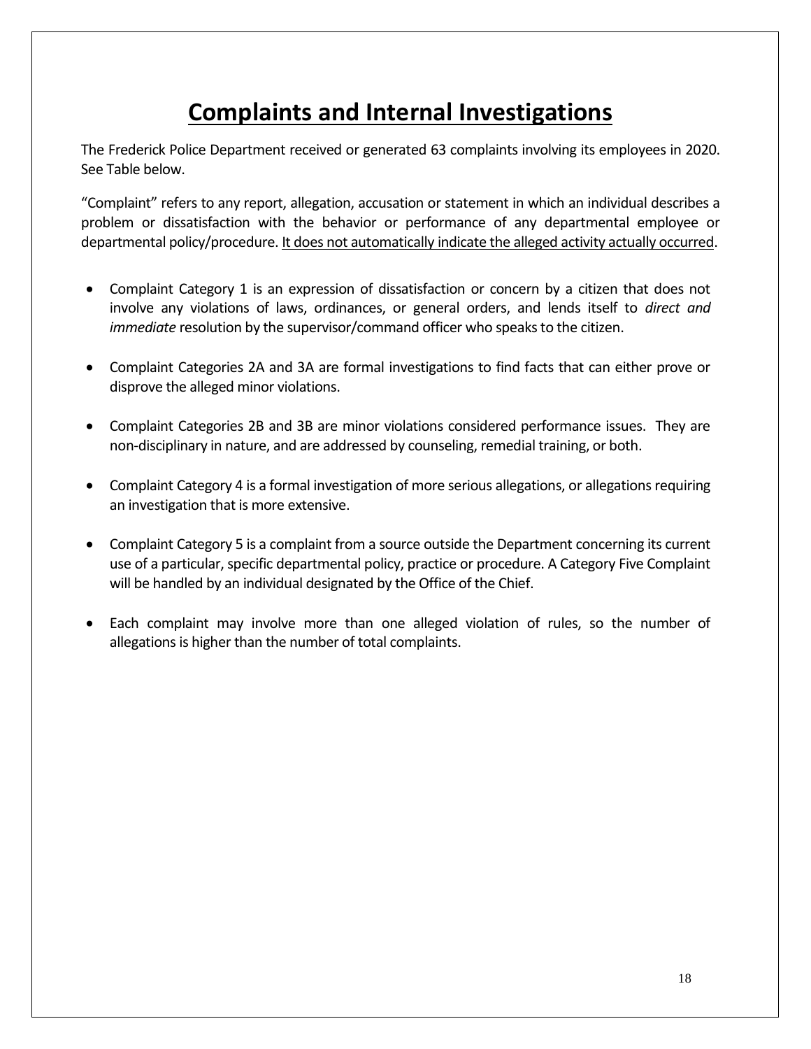# Complaints and Internal Investigations

The Frederick Police Department received or generated 63 complaints involving its employees in 2020. See Table below.

"Complaint" refers to any report, allegation, accusation or statement in which an individual describes a problem or dissatisfaction with the behavior or performance of any departmental employee or departmental policy/procedure. <u>It does not automatically indicate the alleged activity actually occurred</u>.

- Complaint Category 1 is an expression of dissatisfaction or concern by a citizen that does not involve any violations of laws, ordinances, or general orders, and lends itself to *direct and immediate* resolution by the supervisor/command officer who speaks to the citizen.
- Complaint Categories 2A and 3A are formal investigations to find facts that can either prove or disprove the alleged minor violations.
- Complaint Categories 2B and 3B are minor violations considered performance issues. They are non-disciplinary in nature, and are addressed by counseling, remedial training, or both.
- Complaint Category 4 is a formal investigation of more serious allegations, or allegations requiring an investigation that is more extensive.
- Complaint Category 5 is a complaint from a source outside the Department concerning its current use of a particular, specific departmental policy, practice or procedure. A Category Five Complaint will be handled by an individual designated by the Office of the Chief.
- Each complaint may involve more than one alleged violation of rules, so the number of allegations is higher than the number of total complaints.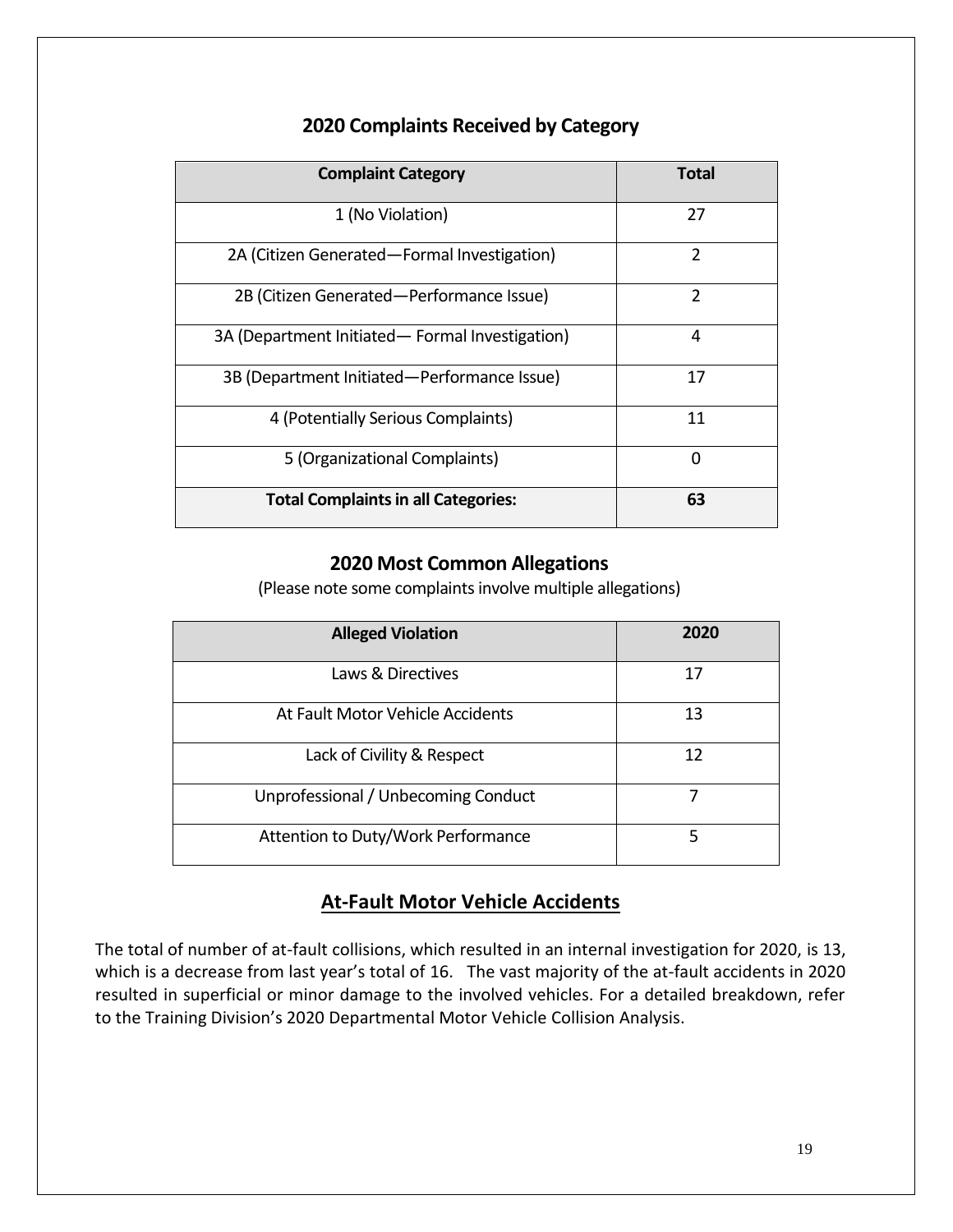## 2020 Complaints Received by Category

| Complaint Category | Total |
|---|---|
| 1 (No Violation) | 27 |
| 2A (Citizen Generated—Formal Investigation) | 2 |
| 2B (Citizen Generated—Performance Issue) | 2 |
| 3A (Department Initiated— Formal Investigation) | 4 |
| 3B (Department Initiated—Performance Issue) | 17 |
| 4 (Potentially Serious Complaints) | 11 |
| 5 (Organizational Complaints) | 0 |
| **Total Complaints in all Categories:** | **63** |

## 2020 Most Common Allegations

(Please note some complaints involve multiple allegations)

| Alleged Violation | 2020 |
|---|---|
| Laws & Directives | 17 |
| At Fault Motor Vehicle Accidents | 13 |
| Lack of Civility & Respect | 12 |
| Unprofessional / Unbecoming Conduct | 7 |
| Attention to Duty/Work Performance | 5 |

## At-Fault Motor Vehicle Accidents

The total of number of at-fault collisions, which resulted in an internal investigation for 2020, is 13, which is a decrease from last year's total of 16. The vast majority of the at-fault accidents in 2020 resulted in superficial or minor damage to the involved vehicles. For a detailed breakdown, refer to the Training Division's 2020 Departmental Motor Vehicle Collision Analysis.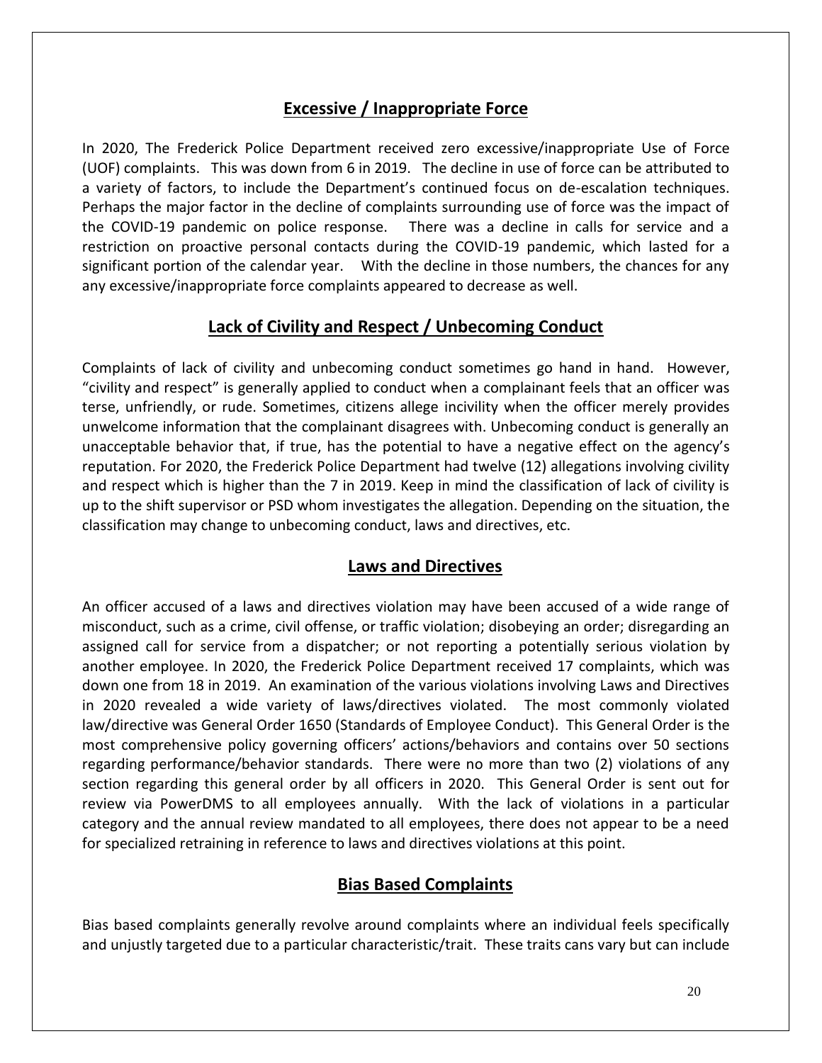## Excessive / Inappropriate Force

In 2020, The Frederick Police Department received zero excessive/inappropriate Use of Force (UOF) complaints. This was down from 6 in 2019. The decline in use of force can be attributed to a variety of factors, to include the Department's continued focus on de-escalation techniques. Perhaps the major factor in the decline of complaints surrounding use of force was the impact of the COVID-19 pandemic on police response. There was a decline in calls for service and a restriction on proactive personal contacts during the COVID-19 pandemic, which lasted for a significant portion of the calendar year. With the decline in those numbers, the chances for any any excessive/inappropriate force complaints appeared to decrease as well.

## Lack of Civility and Respect / Unbecoming Conduct

Complaints of lack of civility and unbecoming conduct sometimes go hand in hand. However, "civility and respect" is generally applied to conduct when a complainant feels that an officer was terse, unfriendly, or rude. Sometimes, citizens allege incivility when the officer merely provides unwelcome information that the complainant disagrees with. Unbecoming conduct is generally an unacceptable behavior that, if true, has the potential to have a negative effect on the agency's reputation. For 2020, the Frederick Police Department had twelve (12) allegations involving civility and respect which is higher than the 7 in 2019. Keep in mind the classification of lack of civility is up to the shift supervisor or PSD whom investigates the allegation. Depending on the situation, the classification may change to unbecoming conduct, laws and directives, etc.

## Laws and Directives

An officer accused of a laws and directives violation may have been accused of a wide range of misconduct, such as a crime, civil offense, or traffic violation; disobeying an order; disregarding an assigned call for service from a dispatcher; or not reporting a potentially serious violation by another employee. In 2020, the Frederick Police Department received 17 complaints, which was down one from 18 in 2019. An examination of the various violations involving Laws and Directives in 2020 revealed a wide variety of laws/directives violated. The most commonly violated law/directive was General Order 1650 (Standards of Employee Conduct). This General Order is the most comprehensive policy governing officers' actions/behaviors and contains over 50 sections regarding performance/behavior standards. There were no more than two (2) violations of any section regarding this general order by all officers in 2020. This General Order is sent out for review via PowerDMS to all employees annually. With the lack of violations in a particular category and the annual review mandated to all employees, there does not appear to be a need for specialized retraining in reference to laws and directives violations at this point.

## Bias Based Complaints

Bias based complaints generally revolve around complaints where an individual feels specifically and unjustly targeted due to a particular characteristic/trait. These traits cans vary but can include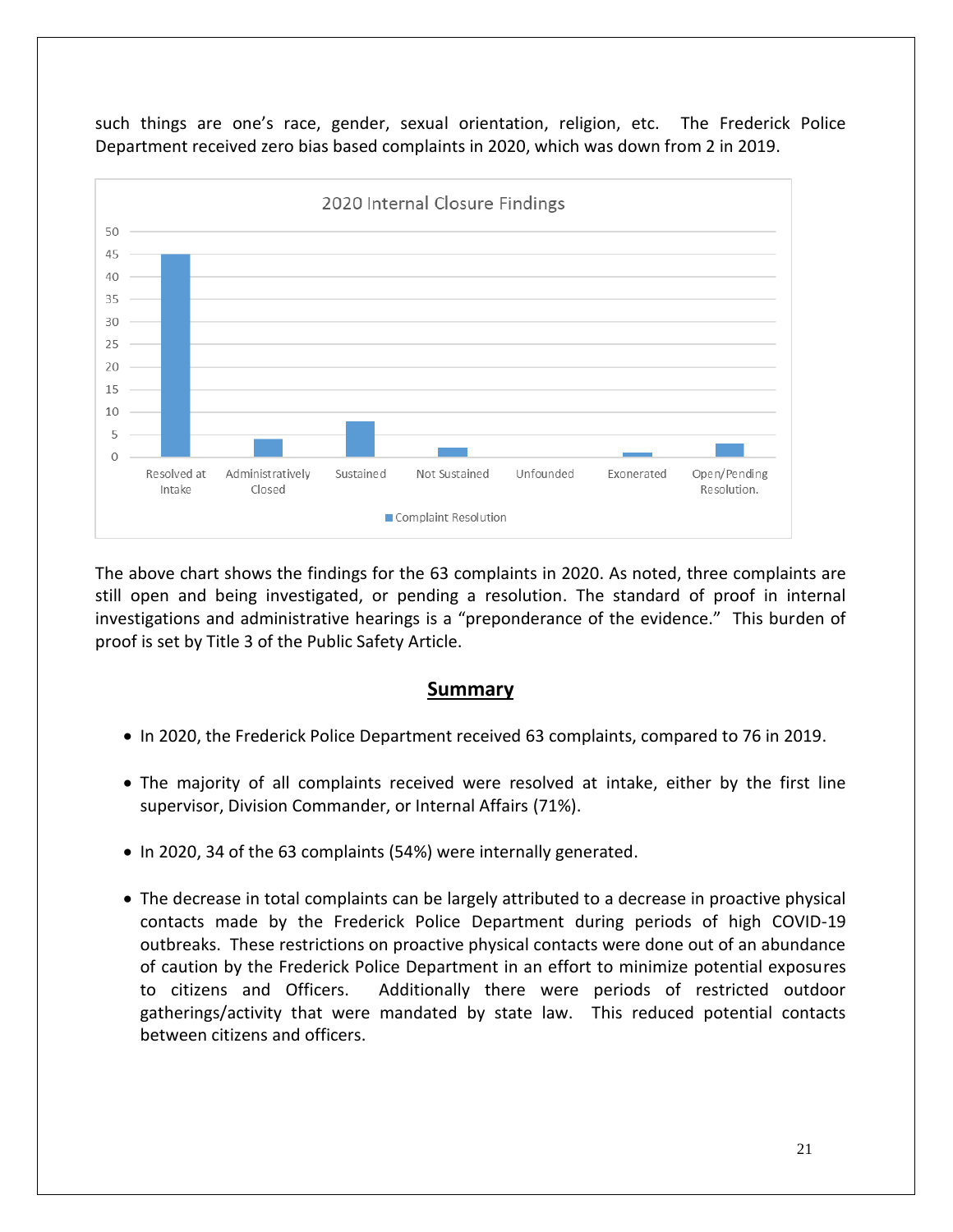such things are one's race, gender, sexual orientation, religion, etc. The Frederick Police Department received zero bias based complaints in 2020, which was down from 2 in 2019.

The above chart shows the findings for the 63 complaints in 2020. As noted, three complaints are still open and being investigated, or pending a resolution. The standard of proof in internal investigations and administrative hearings is a "preponderance of the evidence." This burden of proof is set by Title 3 of the Public Safety Article.

## Summary

- In 2020, the Frederick Police Department received 63 complaints, compared to 76 in 2019.
- The majority of all complaints received were resolved at intake, either by the first line supervisor, Division Commander, or Internal Affairs (71%).
- In 2020, 34 of the 63 complaints (54%) were internally generated.
- The decrease in total complaints can be largely attributed to a decrease in proactive physical contacts made by the Frederick Police Department during periods of high COVID-19 outbreaks. These restrictions on proactive physical contacts were done out of an abundance of caution by the Frederick Police Department in an effort to minimize potential exposures to citizens and Officers. Additionally there were periods of restricted outdoor gatherings/activity that were mandated by state law. This reduced potential contacts between citizens and officers.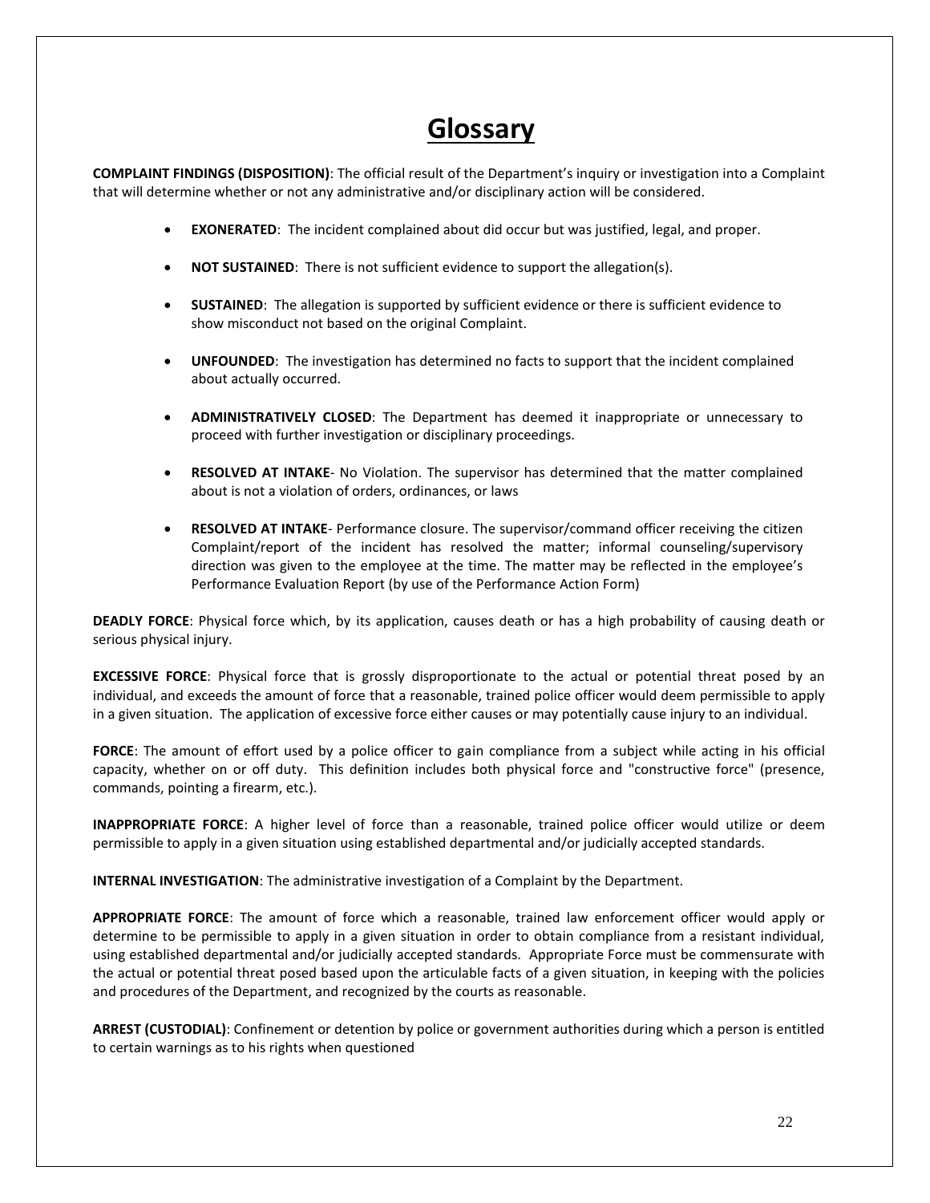# Glossary

**COMPLAINT FINDINGS (DISPOSITION)**: The official result of the Department's inquiry or investigation into a Complaint that will determine whether or not any administrative and/or disciplinary action will be considered.

- **EXONERATED**: The incident complained about did occur but was justified, legal, and proper.
- **NOT SUSTAINED**: There is not sufficient evidence to support the allegation(s).
- **SUSTAINED**: The allegation is supported by sufficient evidence or there is sufficient evidence to show misconduct not based on the original Complaint.
- **UNFOUNDED**: The investigation has determined no facts to support that the incident complained about actually occurred.
- **ADMINISTRATIVELY CLOSED**: The Department has deemed it inappropriate or unnecessary to proceed with further investigation or disciplinary proceedings.
- **RESOLVED AT INTAKE**- No Violation. The supervisor has determined that the matter complained about is not a violation of orders, ordinances, or laws
- **RESOLVED AT INTAKE**- Performance closure. The supervisor/command officer receiving the citizen Complaint/report of the incident has resolved the matter; informal counseling/supervisory direction was given to the employee at the time. The matter may be reflected in the employee's Performance Evaluation Report (by use of the Performance Action Form)

**DEADLY FORCE**: Physical force which, by its application, causes death or has a high probability of causing death or serious physical injury.

**EXCESSIVE FORCE**: Physical force that is grossly disproportionate to the actual or potential threat posed by an individual, and exceeds the amount of force that a reasonable, trained police officer would deem permissible to apply in a given situation. The application of excessive force either causes or may potentially cause injury to an individual.

**FORCE**: The amount of effort used by a police officer to gain compliance from a subject while acting in his official capacity, whether on or off duty. This definition includes both physical force and "constructive force" (presence, commands, pointing a firearm, etc.).

**INAPPROPRIATE FORCE**: A higher level of force than a reasonable, trained police officer would utilize or deem permissible to apply in a given situation using established departmental and/or judicially accepted standards.

**INTERNAL INVESTIGATION**: The administrative investigation of a Complaint by the Department.

**APPROPRIATE FORCE**: The amount of force which a reasonable, trained law enforcement officer would apply or determine to be permissible to apply in a given situation in order to obtain compliance from a resistant individual, using established departmental and/or judicially accepted standards. Appropriate Force must be commensurate with the actual or potential threat posed based upon the articulable facts of a given situation, in keeping with the policies and procedures of the Department, and recognized by the courts as reasonable.

**ARREST (CUSTODIAL)**: Confinement or detention by police or government authorities during which a person is entitled to certain warnings as to his rights when questioned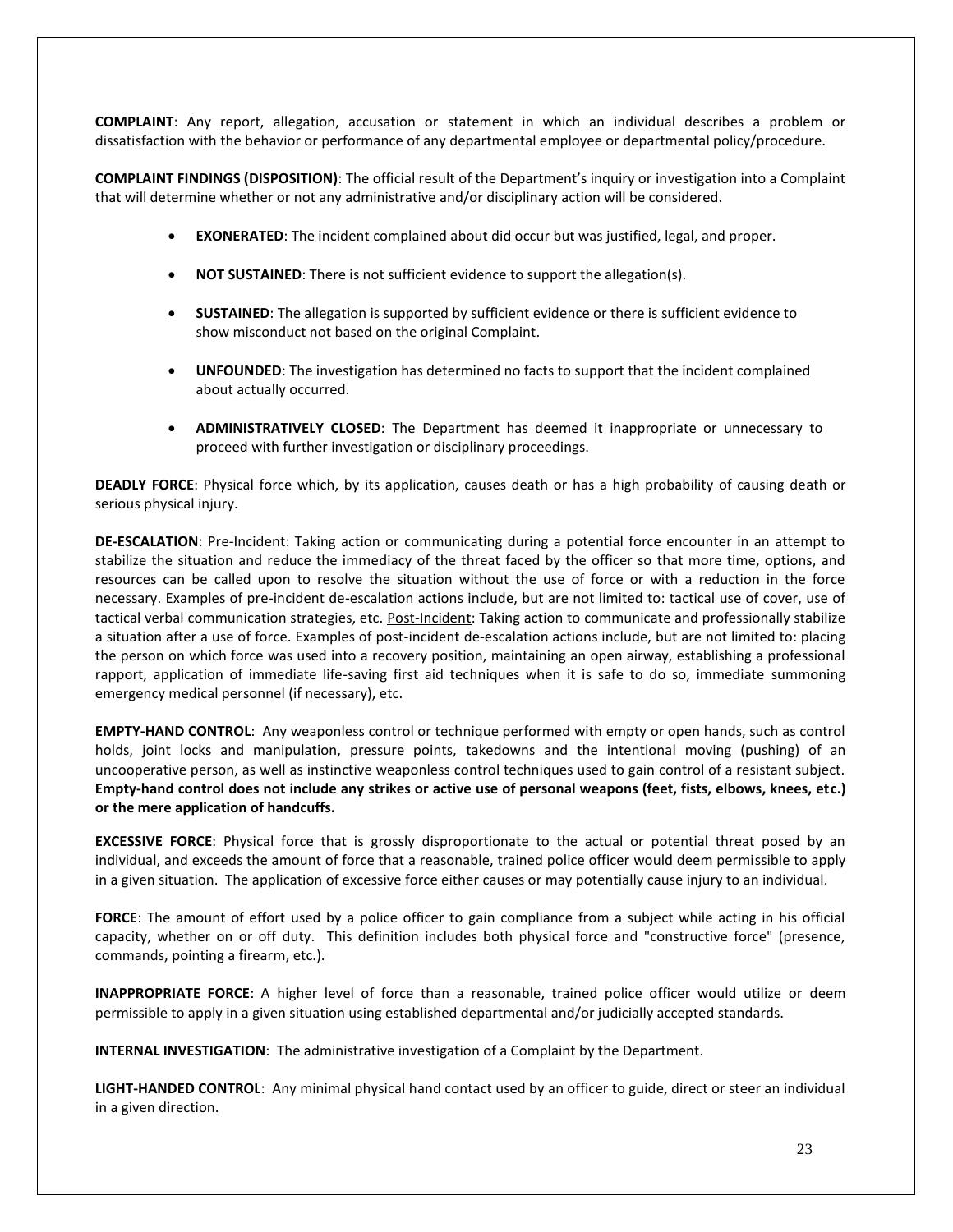**COMPLAINT**: Any report, allegation, accusation or statement in which an individual describes a problem or dissatisfaction with the behavior or performance of any departmental employee or departmental policy/procedure.

**COMPLAINT FINDINGS (DISPOSITION)**: The official result of the Department's inquiry or investigation into a Complaint that will determine whether or not any administrative and/or disciplinary action will be considered.

- **EXONERATED**: The incident complained about did occur but was justified, legal, and proper.
- **NOT SUSTAINED**: There is not sufficient evidence to support the allegation(s).
- **SUSTAINED**: The allegation is supported by sufficient evidence or there is sufficient evidence to show misconduct not based on the original Complaint.
- **UNFOUNDED**: The investigation has determined no facts to support that the incident complained about actually occurred.
- **ADMINISTRATIVELY CLOSED**: The Department has deemed it inappropriate or unnecessary to proceed with further investigation or disciplinary proceedings.

**DEADLY FORCE**: Physical force which, by its application, causes death or has a high probability of causing death or serious physical injury.

**DE-ESCALATION**: Pre-Incident: Taking action or communicating during a potential force encounter in an attempt to stabilize the situation and reduce the immediacy of the threat faced by the officer so that more time, options, and resources can be called upon to resolve the situation without the use of force or with a reduction in the force necessary. Examples of pre-incident de-escalation actions include, but are not limited to: tactical use of cover, use of tactical verbal communication strategies, etc. Post-Incident: Taking action to communicate and professionally stabilize a situation after a use of force. Examples of post-incident de-escalation actions include, but are not limited to: placing the person on which force was used into a recovery position, maintaining an open airway, establishing a professional rapport, application of immediate life-saving first aid techniques when it is safe to do so, immediate summoning emergency medical personnel (if necessary), etc.

**EMPTY-HAND CONTROL**: Any weaponless control or technique performed with empty or open hands, such as control holds, joint locks and manipulation, pressure points, takedowns and the intentional moving (pushing) of an uncooperative person, as well as instinctive weaponless control techniques used to gain control of a resistant subject. **Empty-hand control does not include any strikes or active use of personal weapons (feet, fists, elbows, knees, etc.) or the mere application of handcuffs.**

**EXCESSIVE FORCE**: Physical force that is grossly disproportionate to the actual or potential threat posed by an individual, and exceeds the amount of force that a reasonable, trained police officer would deem permissible to apply in a given situation. The application of excessive force either causes or may potentially cause injury to an individual.

**FORCE**: The amount of effort used by a police officer to gain compliance from a subject while acting in his official capacity, whether on or off duty. This definition includes both physical force and "constructive force" (presence, commands, pointing a firearm, etc.).

**INAPPROPRIATE FORCE**: A higher level of force than a reasonable, trained police officer would utilize or deem permissible to apply in a given situation using established departmental and/or judicially accepted standards.

**INTERNAL INVESTIGATION**: The administrative investigation of a Complaint by the Department.

**LIGHT-HANDED CONTROL**: Any minimal physical hand contact used by an officer to guide, direct or steer an individual in a given direction.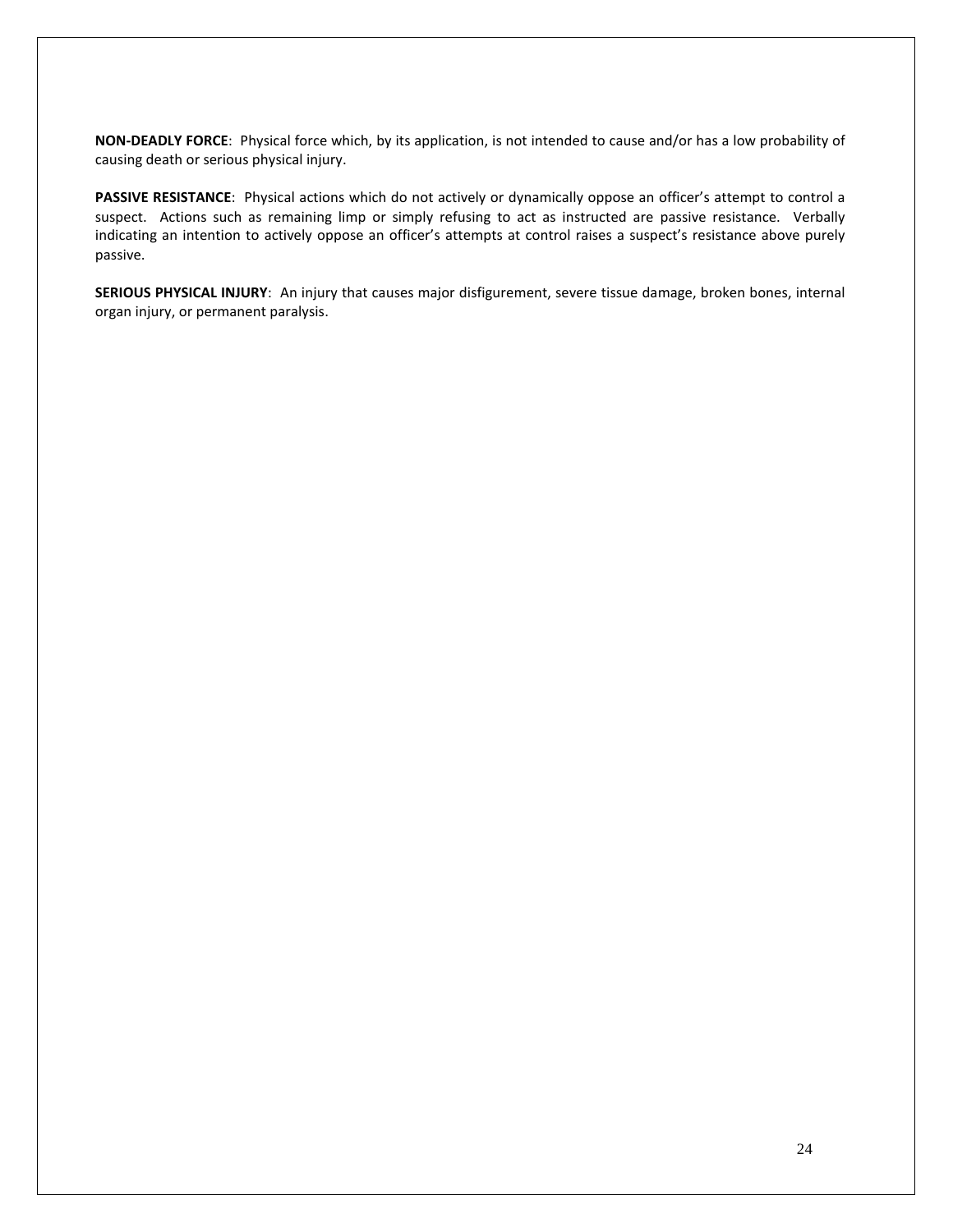**NON-DEADLY FORCE**: Physical force which, by its application, is not intended to cause and/or has a low probability of causing death or serious physical injury.

**PASSIVE RESISTANCE**: Physical actions which do not actively or dynamically oppose an officer's attempt to control a suspect. Actions such as remaining limp or simply refusing to act as instructed are passive resistance. Verbally indicating an intention to actively oppose an officer's attempts at control raises a suspect's resistance above purely passive.

**SERIOUS PHYSICAL INJURY**: An injury that causes major disfigurement, severe tissue damage, broken bones, internal organ injury, or permanent paralysis.